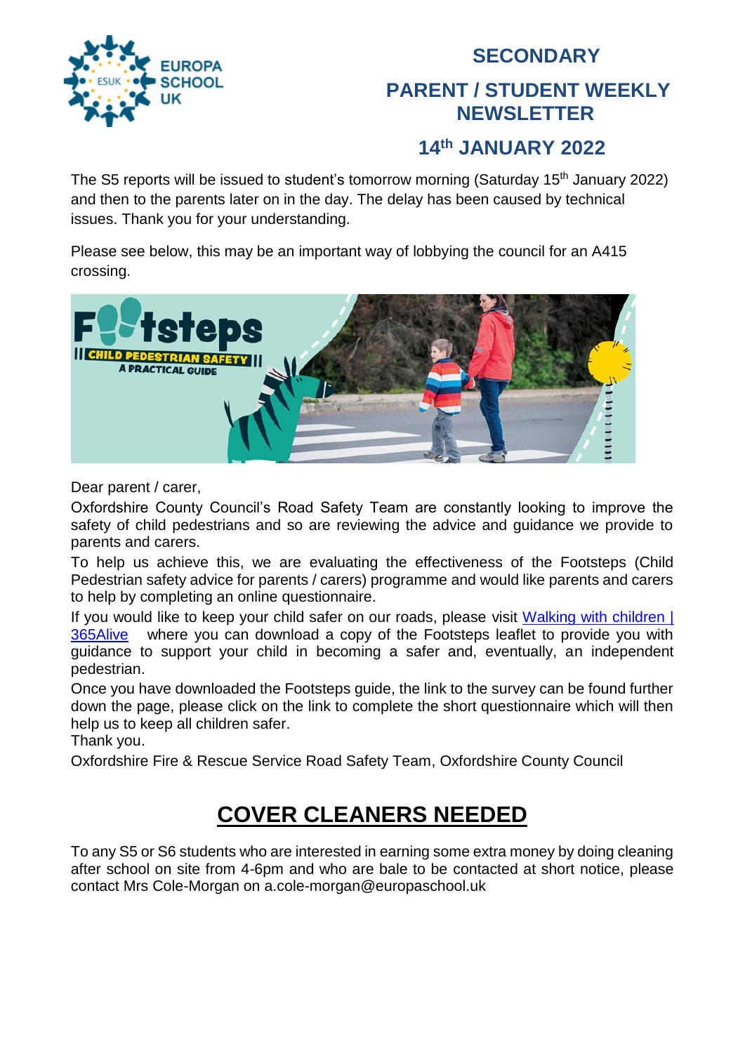# SECONDARY

## PARENT / STUDENT WEEKLY NEWSLETTER

## 14th JANUARY 2022

The S5 reports will be issued to student's tomorrow morning (Saturday 15th January 2022) and then to the parents later on in the day. The delay has been caused by technical issues. Thank you for your understanding.

Please see below, this may be an important way of lobbying the council for an A415 crossing.

Dear parent / carer,

Oxfordshire County Council's Road Safety Team are constantly looking to improve the safety of child pedestrians and so are reviewing the advice and guidance we provide to parents and carers.

To help us achieve this, we are evaluating the effectiveness of the Footsteps (Child Pedestrian safety advice for parents / carers) programme and would like parents and carers to help by completing an online questionnaire.

If you would like to keep your child safer on our roads, please visit [Walking with children | 365Alive] where you can download a copy of the Footsteps leaflet to provide you with guidance to support your child in becoming a safer and, eventually, an independent pedestrian.

Once you have downloaded the Footsteps guide, the link to the survey can be found further down the page, please click on the link to complete the short questionnaire which will then help us to keep all children safer.

Thank you.

Oxfordshire Fire & Rescue Service Road Safety Team, Oxfordshire County Council

# COVER CLEANERS NEEDED

To any S5 or S6 students who are interested in earning some extra money by doing cleaning after school on site from 4-6pm and who are bale to be contacted at short notice, please contact Mrs Cole-Morgan on a.cole-morgan@europaschool.uk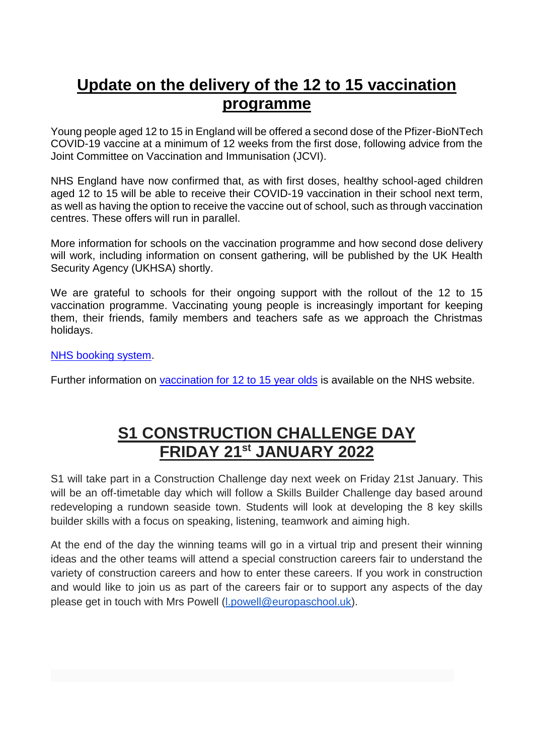## Update on the delivery of the 12 to 15 vaccination programme

Young people aged 12 to 15 in England will be offered a second dose of the Pfizer-BioNTech COVID-19 vaccine at a minimum of 12 weeks from the first dose, following advice from the Joint Committee on Vaccination and Immunisation (JCVI).

NHS England have now confirmed that, as with first doses, healthy school-aged children aged 12 to 15 will be able to receive their COVID-19 vaccination in their school next term, as well as having the option to receive the vaccine out of school, such as through vaccination centres. These offers will run in parallel.

More information for schools on the vaccination programme and how second dose delivery will work, including information on consent gathering, will be published by the UK Health Security Agency (UKHSA) shortly.

We are grateful to schools for their ongoing support with the rollout of the 12 to 15 vaccination programme. Vaccinating young people is increasingly important for keeping them, their friends, family members and teachers safe as we approach the Christmas holidays.

NHS booking system.

Further information on vaccination for 12 to 15 year olds is available on the NHS website.

## S1 CONSTRUCTION CHALLENGE DAY FRIDAY 21st JANUARY 2022

S1 will take part in a Construction Challenge day next week on Friday 21st January. This will be an off-timetable day which will follow a Skills Builder Challenge day based around redeveloping a rundown seaside town. Students will look at developing the 8 key skills builder skills with a focus on speaking, listening, teamwork and aiming high.

At the end of the day the winning teams will go in a virtual trip and present their winning ideas and the other teams will attend a special construction careers fair to understand the variety of construction careers and how to enter these careers. If you work in construction and would like to join us as part of the careers fair or to support any aspects of the day please get in touch with Mrs Powell (l.powell@europaschool.uk).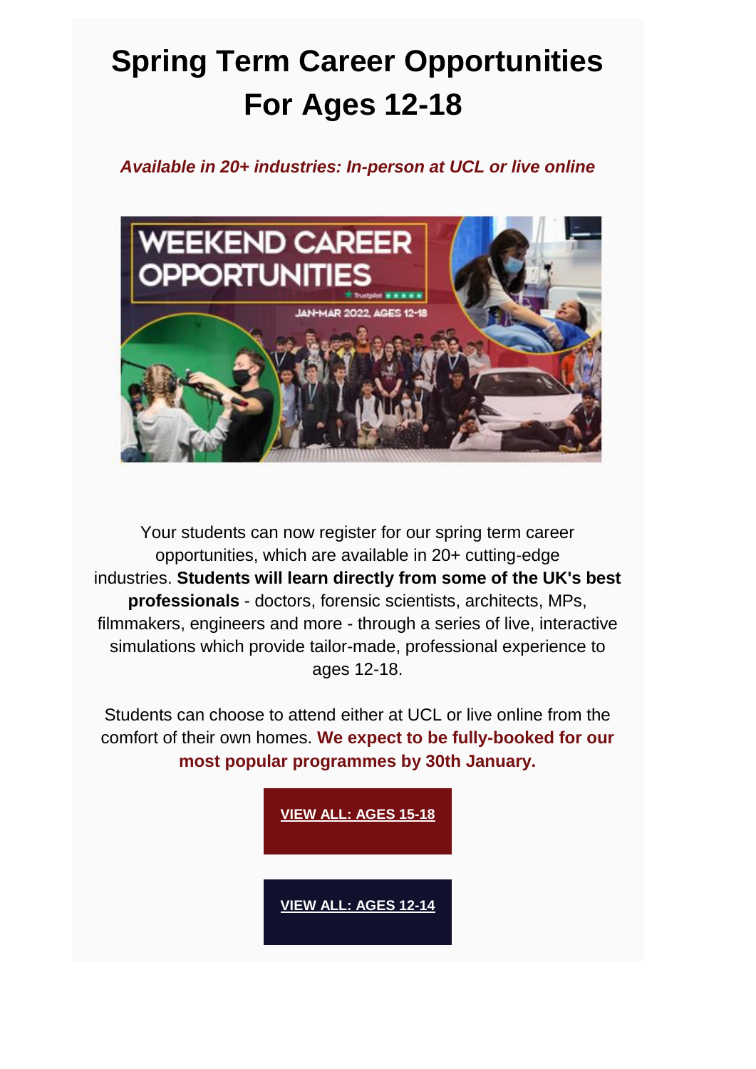# Spring Term Career Opportunities For Ages 12-18

***Available in 20+ industries: In-person at UCL or live online***

Your students can now register for our spring term career opportunities, which are available in 20+ cutting-edge industries. **Students will learn directly from some of the UK's best professionals** - doctors, forensic scientists, architects, MPs, filmmakers, engineers and more - through a series of live, interactive simulations which provide tailor-made, professional experience to ages 12-18.

Students can choose to attend either at UCL or live online from the comfort of their own homes. **We expect to be fully-booked for our most popular programmes by 30th January.**

**VIEW ALL: AGES 15-18**

**VIEW ALL: AGES 12-14**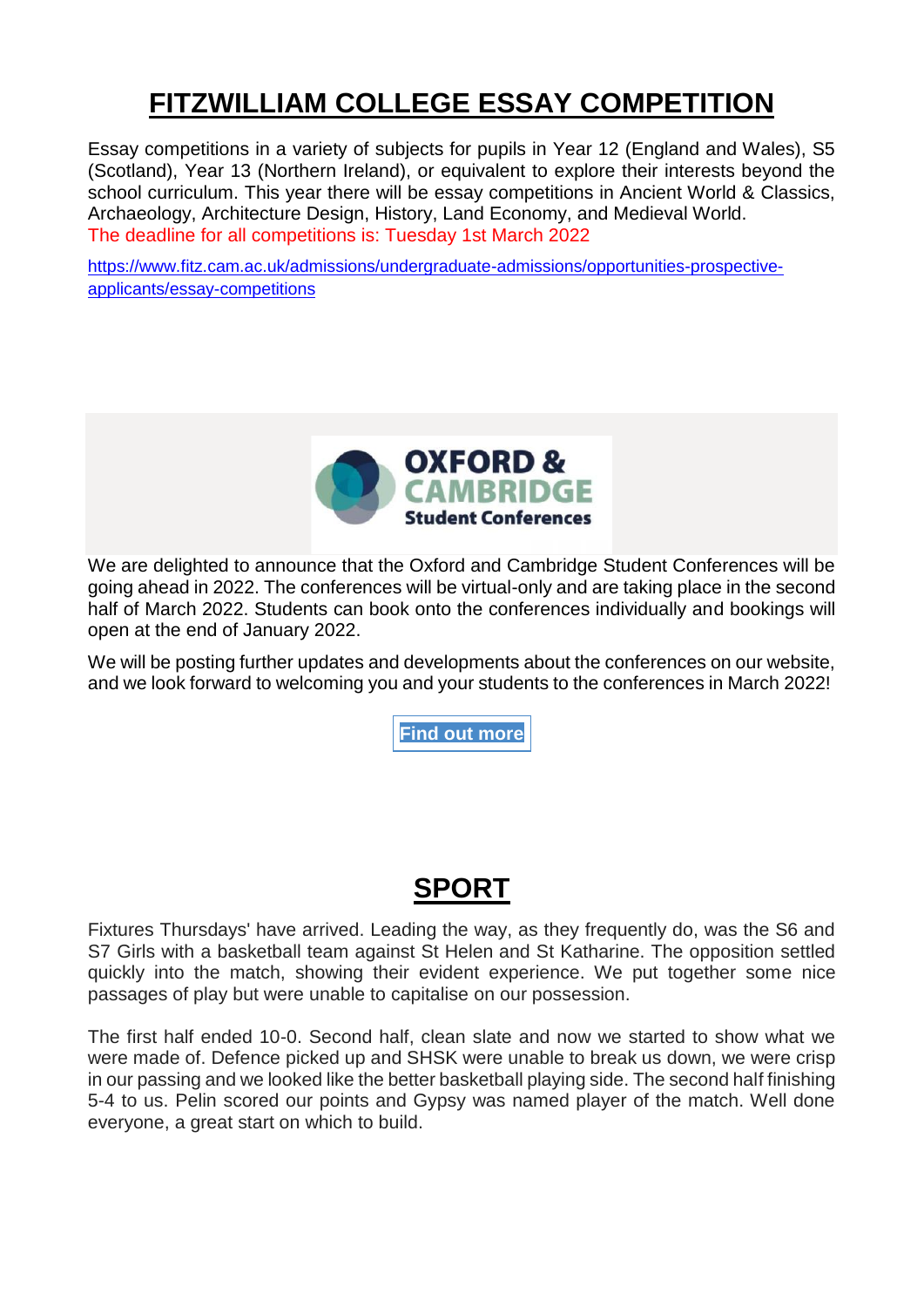# FITZWILLIAM COLLEGE ESSAY COMPETITION

Essay competitions in a variety of subjects for pupils in Year 12 (England and Wales), S5 (Scotland), Year 13 (Northern Ireland), or equivalent to explore their interests beyond the school curriculum. This year there will be essay competitions in Ancient World & Classics, Archaeology, Architecture Design, History, Land Economy, and Medieval World.

The deadline for all competitions is: Tuesday 1st March 2022

https://www.fitz.cam.ac.uk/admissions/undergraduate-admissions/opportunities-prospective-applicants/essay-competitions

**OXFORD & CAMBRIDGE Student Conferences**

We are delighted to announce that the Oxford and Cambridge Student Conferences will be going ahead in 2022. The conferences will be virtual-only and are taking place in the second half of March 2022. Students can book onto the conferences individually and bookings will open at the end of January 2022.

We will be posting further updates and developments about the conferences on our website, and we look forward to welcoming you and your students to the conferences in March 2022!

**Find out more**

# SPORT

Fixtures Thursdays' have arrived. Leading the way, as they frequently do, was the S6 and S7 Girls with a basketball team against St Helen and St Katharine. The opposition settled quickly into the match, showing their evident experience. We put together some nice passages of play but were unable to capitalise on our possession.

The first half ended 10-0. Second half, clean slate and now we started to show what we were made of. Defence picked up and SHSK were unable to break us down, we were crisp in our passing and we looked like the better basketball playing side. The second half finishing 5-4 to us. Pelin scored our points and Gypsy was named player of the match. Well done everyone, a great start on which to build.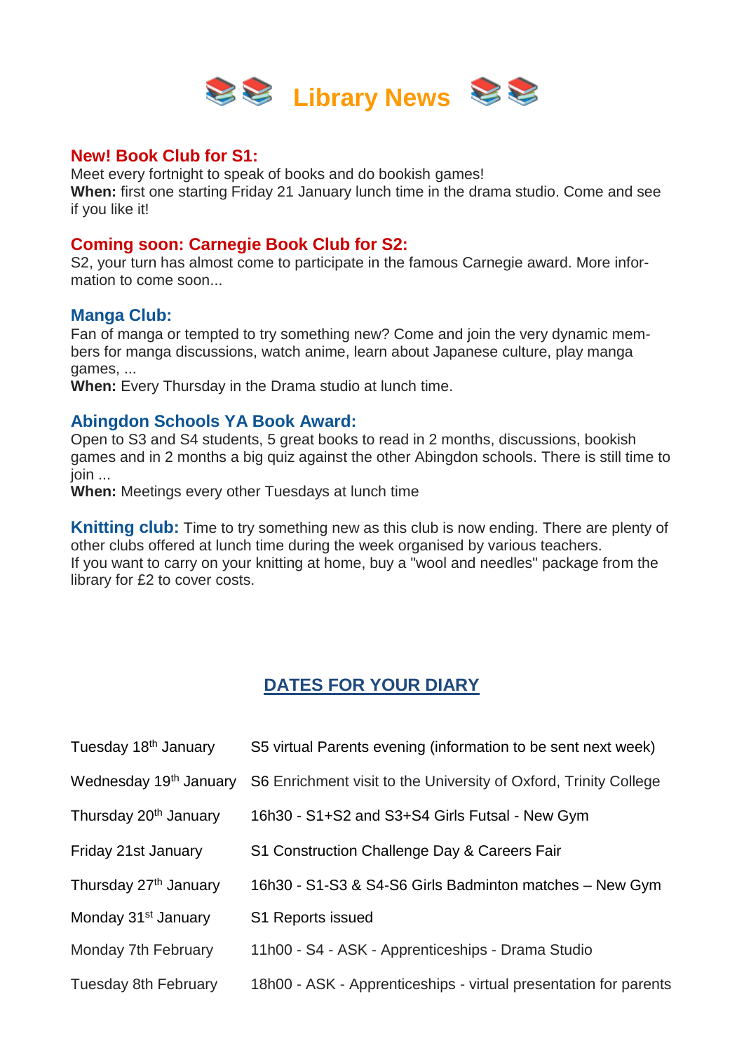# Library News

### New! Book Club for S1:

Meet every fortnight to speak of books and do bookish games!
**When:** first one starting Friday 21 January lunch time in the drama studio. Come and see if you like it!

### Coming soon: Carnegie Book Club for S2:

S2, your turn has almost come to participate in the famous Carnegie award. More information to come soon...

### Manga Club:

Fan of manga or tempted to try something new? Come and join the very dynamic members for manga discussions, watch anime, learn about Japanese culture, play manga games, ...
**When:** Every Thursday in the Drama studio at lunch time.

### Abingdon Schools YA Book Award:

Open to S3 and S4 students, 5 great books to read in 2 months, discussions, bookish games and in 2 months a big quiz against the other Abingdon schools. There is still time to join ...
**When:** Meetings every other Tuesdays at lunch time

**Knitting club:** Time to try something new as this club is now ending. There are plenty of other clubs offered at lunch time during the week organised by various teachers.
If you want to carry on your knitting at home, buy a "wool and needles" package from the library for £2 to cover costs.

## DATES FOR YOUR DIARY

| | |
|---|---|
| Tuesday 18th January | S5 virtual Parents evening (information to be sent next week) |
| Wednesday 19th January | S6 Enrichment visit to the University of Oxford, Trinity College |
| Thursday 20th January | 16h30 - S1+S2 and S3+S4 Girls Futsal - New Gym |
| Friday 21st January | S1 Construction Challenge Day & Careers Fair |
| Thursday 27th January | 16h30 - S1-S3 & S4-S6 Girls Badminton matches – New Gym |
| Monday 31st January | S1 Reports issued |
| Monday 7th February | 11h00 - S4 - ASK - Apprenticeships - Drama Studio |
| Tuesday 8th February | 18h00 - ASK - Apprenticeships - virtual presentation for parents |